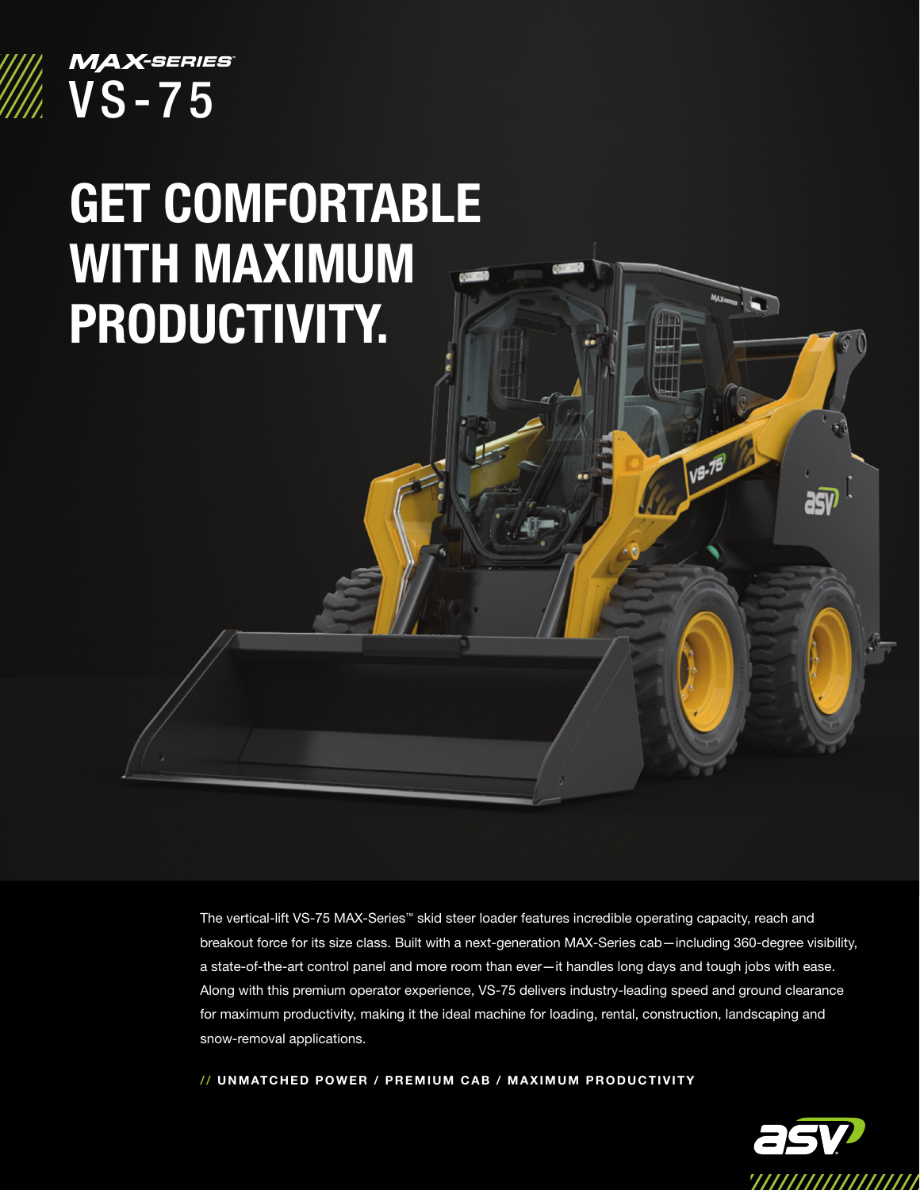MAX-SERIES™

# VS-75

# GET COMFORTABLE WITH MAXIMUM PRODUCTIVITY.

The vertical-lift VS-75 MAX-Series™ skid steer loader features incredible operating capacity, reach and breakout force for its size class. Built with a next-generation MAX-Series cab—including 360-degree visibility, a state-of-the-art control panel and more room than ever—it handles long days and tough jobs with ease. Along with this premium operator experience, VS-75 delivers industry-leading speed and ground clearance for maximum productivity, making it the ideal machine for loading, rental, construction, landscaping and snow-removal applications.

**// UNMATCHED POWER / PREMIUM CAB / MAXIMUM PRODUCTIVITY**

asv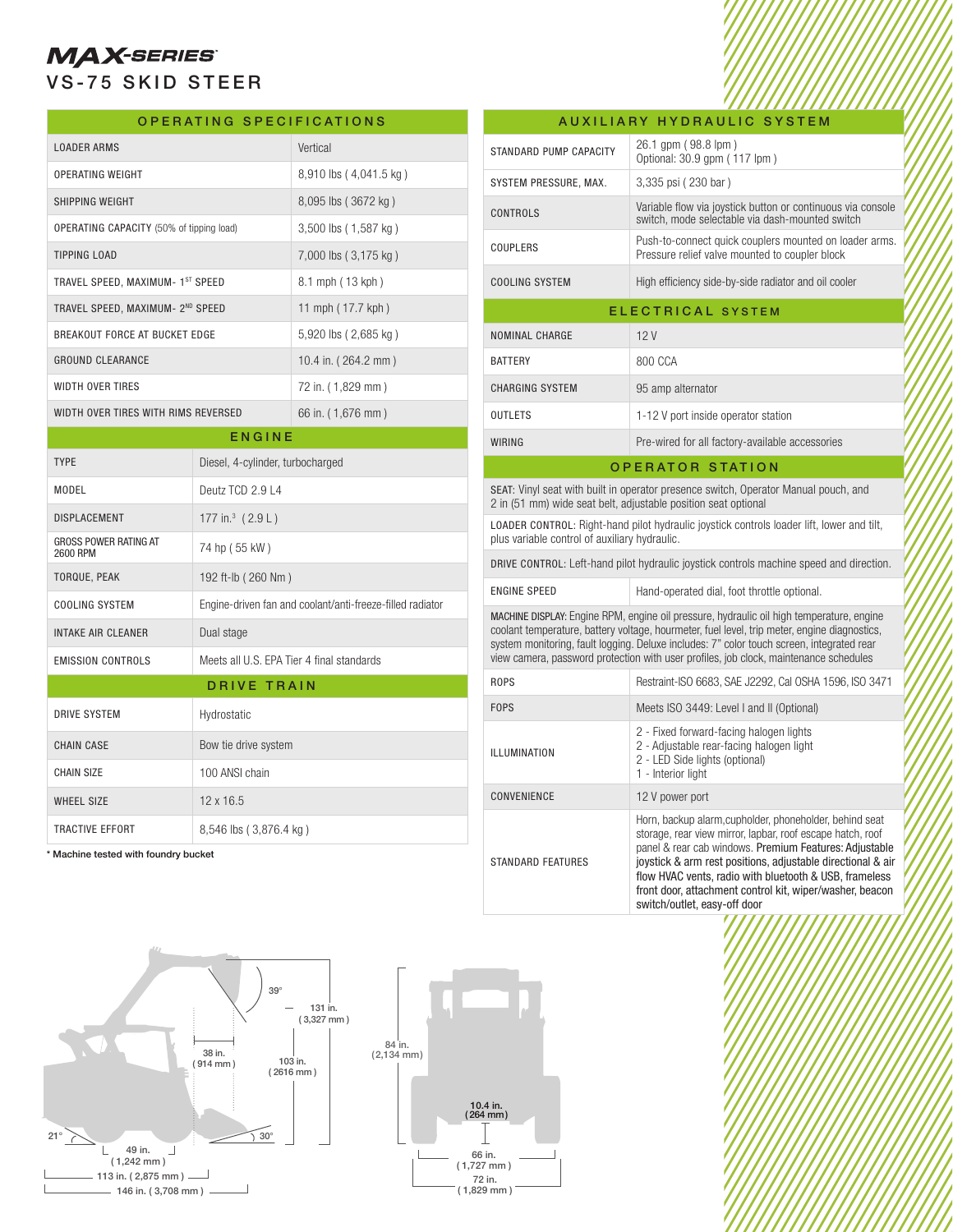# MAX-SERIES
## VS-75 SKID STEER

| OPERATING SPECIFICATIONS | |
|---|---|
| LOADER ARMS | Vertical |
| OPERATING WEIGHT | 8,910 lbs ( 4,041.5 kg ) |
| SHIPPING WEIGHT | 8,095 lbs ( 3672 kg ) |
| OPERATING CAPACITY (50% of tipping load) | 3,500 lbs ( 1,587 kg ) |
| TIPPING LOAD | 7,000 lbs ( 3,175 kg ) |
| TRAVEL SPEED, MAXIMUM- 1ST SPEED | 8.1 mph ( 13 kph ) |
| TRAVEL SPEED, MAXIMUM- 2ND SPEED | 11 mph ( 17.7 kph ) |
| BREAKOUT FORCE AT BUCKET EDGE | 5,920 lbs ( 2,685 kg ) |
| GROUND CLEARANCE | 10.4 in. ( 264.2 mm ) |
| WIDTH OVER TIRES | 72 in. ( 1,829 mm ) |
| WIDTH OVER TIRES WITH RIMS REVERSED | 66 in. ( 1,676 mm ) |

| ENGINE | |
|---|---|
| TYPE | Diesel, 4-cylinder, turbocharged |
| MODEL | Deutz TCD 2.9 L4 |
| DISPLACEMENT | 177 in.³ ( 2.9 L ) |
| GROSS POWER RATING AT 2600 RPM | 74 hp ( 55 kW ) |
| TORQUE, PEAK | 192 ft-lb ( 260 Nm ) |
| COOLING SYSTEM | Engine-driven fan and coolant/anti-freeze-filled radiator |
| INTAKE AIR CLEANER | Dual stage |
| EMISSION CONTROLS | Meets all U.S. EPA Tier 4 final standards |

| DRIVE TRAIN | |
|---|---|
| DRIVE SYSTEM | Hydrostatic |
| CHAIN CASE | Bow tie drive system |
| CHAIN SIZE | 100 ANSI chain |
| WHEEL SIZE | 12 x 16.5 |
| TRACTIVE EFFORT | 8,546 lbs ( 3,876.4 kg ) |

\* Machine tested with foundry bucket

| AUXILIARY HYDRAULIC SYSTEM | |
|---|---|
| STANDARD PUMP CAPACITY | 26.1 gpm ( 98.8 lpm ) Optional: 30.9 gpm ( 117 lpm ) |
| SYSTEM PRESSURE, MAX. | 3,335 psi ( 230 bar ) |
| CONTROLS | Variable flow via joystick button or continuous via console switch, mode selectable via dash-mounted switch |
| COUPLERS | Push-to-connect quick couplers mounted on loader arms. Pressure relief valve mounted to coupler block |
| COOLING SYSTEM | High efficiency side-by-side radiator and oil cooler |

| ELECTRICAL SYSTEM | |
|---|---|
| NOMINAL CHARGE | 12 V |
| BATTERY | 800 CCA |
| CHARGING SYSTEM | 95 amp alternator |
| OUTLETS | 1-12 V port inside operator station |
| WIRING | Pre-wired for all factory-available accessories |

## OPERATOR STATION

SEAT: Vinyl seat with built in operator presence switch, Operator Manual pouch, and 2 in (51 mm) wide seat belt, adjustable position seat optional

LOADER CONTROL: Right-hand pilot hydraulic joystick controls loader lift, lower and tilt, plus variable control of auxiliary hydraulic.

DRIVE CONTROL: Left-hand pilot hydraulic joystick controls machine speed and direction.

| | |
|---|---|
| ENGINE SPEED | Hand-operated dial, foot throttle optional. |

MACHINE DISPLAY: Engine RPM, engine oil pressure, hydraulic oil high temperature, engine coolant temperature, battery voltage, hourmeter, fuel level, trip meter, engine diagnostics, system monitoring, fault logging. Deluxe includes: 7" color touch screen, integrated rear view camera, password protection with user profiles, job clock, maintenance schedules

| | |
|---|---|
| ROPS | Restraint-ISO 6683, SAE J2292, Cal OSHA 1596, ISO 3471 |
| FOPS | Meets ISO 3449: Level I and II (Optional) |
| ILLUMINATION | 2 - Fixed forward-facing halogen lights<br>2 - Adjustable rear-facing halogen light<br>2 - LED Side lights (optional)<br>1 - Interior light |
| CONVENIENCE | 12 V power port |
| STANDARD FEATURES | Horn, backup alarm,cupholder, phoneholder, behind seat storage, rear view mirror, lapbar, roof escape hatch, roof panel & rear cab windows. Premium Features: Adjustable joystick & arm rest positions, adjustable directional & air flow HVAC vents, radio with bluetooth & USB, frameless front door, attachment control kit, wiper/washer, beacon switch/outlet, easy-off door |

39°
131 in. ( 3,327 mm )
38 in. ( 914 mm )
103 in. ( 2616 mm )
21°
30°
49 in. ( 1,242 mm )
113 in. ( 2,875 mm )
146 in. ( 3,708 mm )

84 in. (2,134 mm)
10.4 in. ( 264 mm )
66 in. ( 1,727 mm )
72 in. ( 1,829 mm )